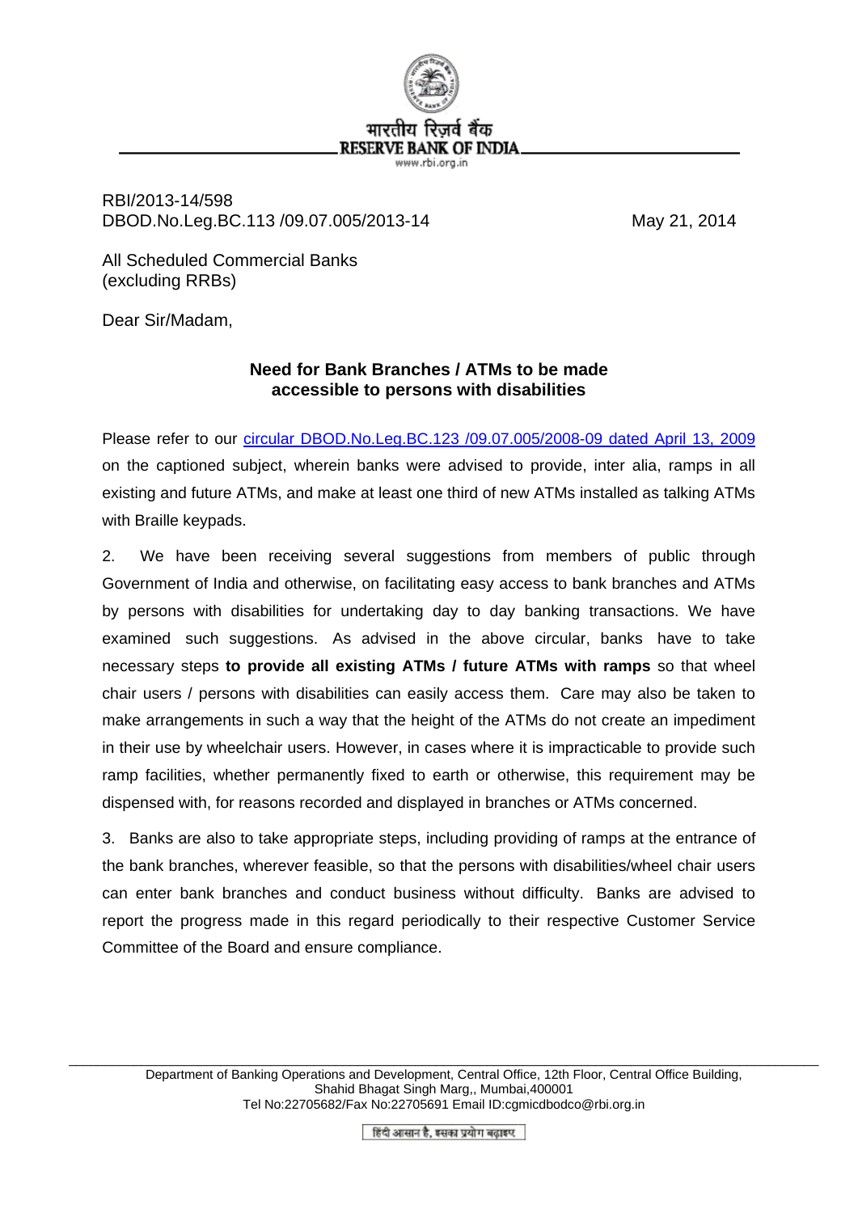भारतीय रिज़र्व बैंक
RESERVE BANK OF INDIA
www.rbi.org.in

RBI/2013-14/598
DBOD.No.Leg.BC.113 /09.07.005/2013-14 May 21, 2014

All Scheduled Commercial Banks
(excluding RRBs)

Dear Sir/Madam,

## Need for Bank Branches / ATMs to be made accessible to persons with disabilities

Please refer to our circular DBOD.No.Leg.BC.123 /09.07.005/2008-09 dated April 13, 2009 on the captioned subject, wherein banks were advised to provide, inter alia, ramps in all existing and future ATMs, and make at least one third of new ATMs installed as talking ATMs with Braille keypads.

2. We have been receiving several suggestions from members of public through Government of India and otherwise, on facilitating easy access to bank branches and ATMs by persons with disabilities for undertaking day to day banking transactions. We have examined such suggestions. As advised in the above circular, banks have to take necessary steps **to provide all existing ATMs / future ATMs with ramps** so that wheel chair users / persons with disabilities can easily access them. Care may also be taken to make arrangements in such a way that the height of the ATMs do not create an impediment in their use by wheelchair users. However, in cases where it is impracticable to provide such ramp facilities, whether permanently fixed to earth or otherwise, this requirement may be dispensed with, for reasons recorded and displayed in branches or ATMs concerned.

3. Banks are also to take appropriate steps, including providing of ramps at the entrance of the bank branches, wherever feasible, so that the persons with disabilities/wheel chair users can enter bank branches and conduct business without difficulty. Banks are advised to report the progress made in this regard periodically to their respective Customer Service Committee of the Board and ensure compliance.

Department of Banking Operations and Development, Central Office, 12th Floor, Central Office Building, Shahid Bhagat Singh Marg,, Mumbai,400001
Tel No:22705682/Fax No:22705691 Email ID:cgmicdbodco@rbi.org.in

हिंदी आसान है, इसका प्रयोग बढ़ाइए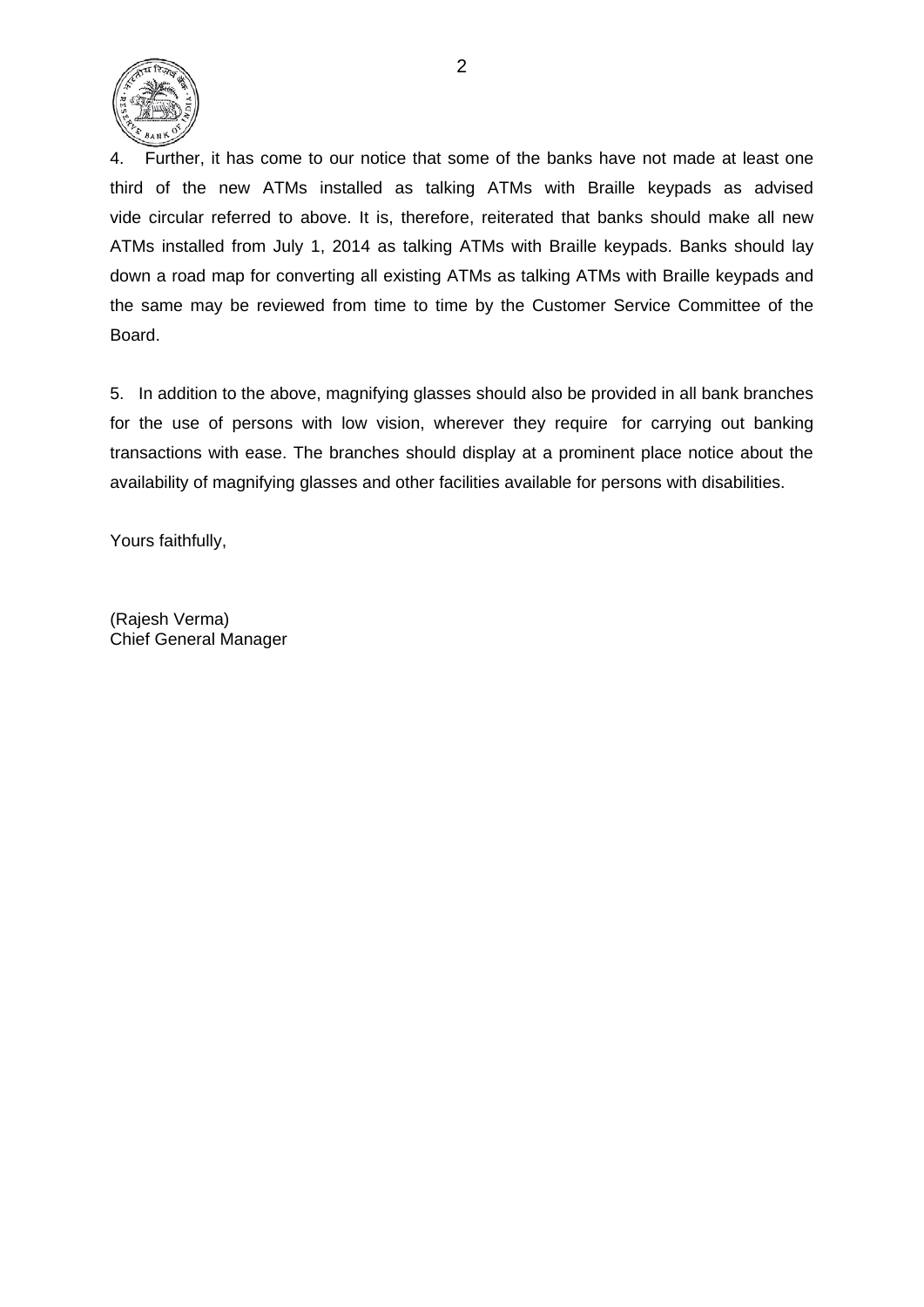4. Further, it has come to our notice that some of the banks have not made at least one third of the new ATMs installed as talking ATMs with Braille keypads as advised vide circular referred to above. It is, therefore, reiterated that banks should make all new ATMs installed from July 1, 2014 as talking ATMs with Braille keypads. Banks should lay down a road map for converting all existing ATMs as talking ATMs with Braille keypads and the same may be reviewed from time to time by the Customer Service Committee of the Board.

5. In addition to the above, magnifying glasses should also be provided in all bank branches for the use of persons with low vision, wherever they require for carrying out banking transactions with ease. The branches should display at a prominent place notice about the availability of magnifying glasses and other facilities available for persons with disabilities.

Yours faithfully,

(Rajesh Verma)
Chief General Manager